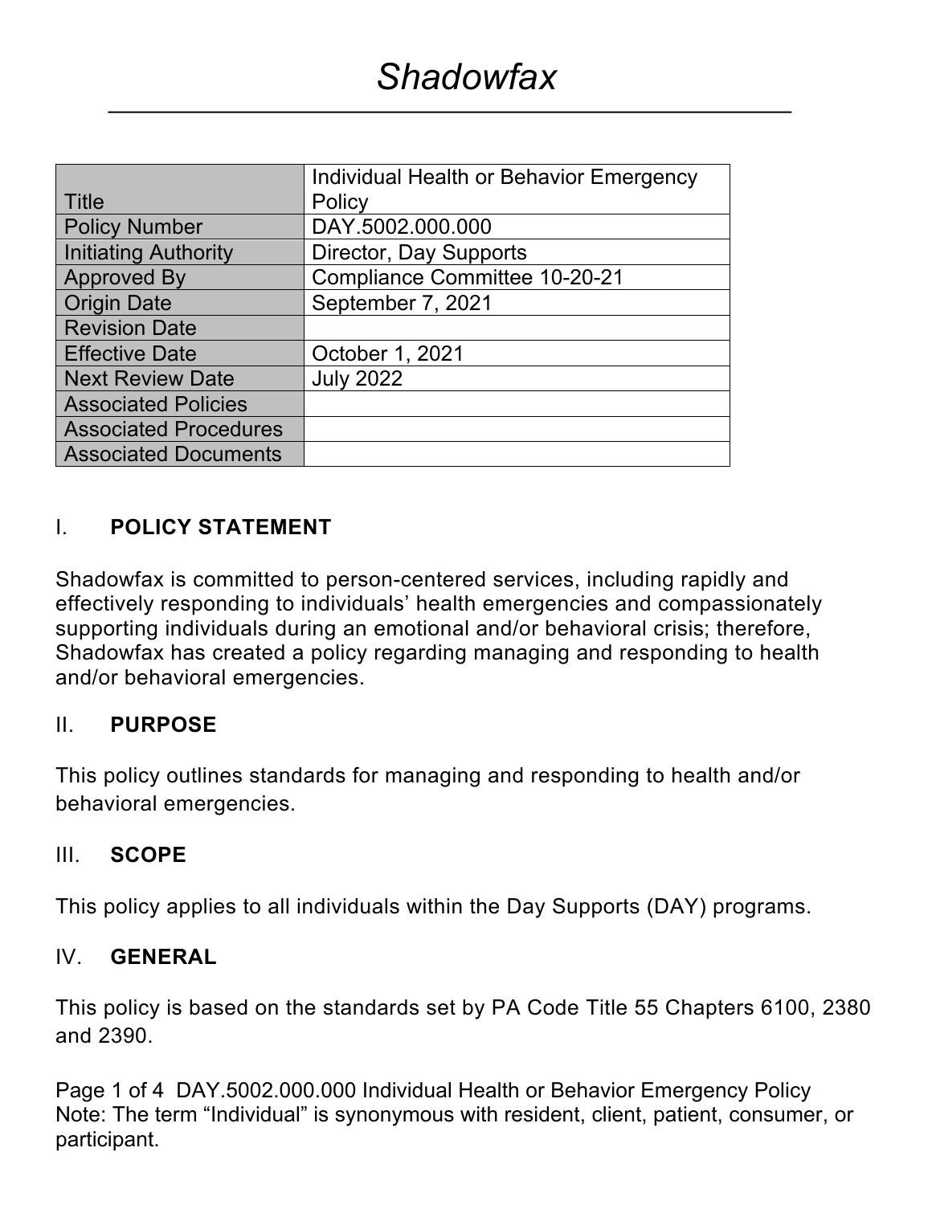# Shadowfax

| Title | Individual Health or Behavior Emergency Policy |
|---|---|
| Policy Number | DAY.5002.000.000 |
| Initiating Authority | Director, Day Supports |
| Approved By | Compliance Committee 10-20-21 |
| Origin Date | September 7, 2021 |
| Revision Date | |
| Effective Date | October 1, 2021 |
| Next Review Date | July 2022 |
| Associated Policies | |
| Associated Procedures | |
| Associated Documents | |

## I. POLICY STATEMENT

Shadowfax is committed to person-centered services, including rapidly and effectively responding to individuals' health emergencies and compassionately supporting individuals during an emotional and/or behavioral crisis; therefore, Shadowfax has created a policy regarding managing and responding to health and/or behavioral emergencies.

## II. PURPOSE

This policy outlines standards for managing and responding to health and/or behavioral emergencies.

## III. SCOPE

This policy applies to all individuals within the Day Supports (DAY) programs.

## IV. GENERAL

This policy is based on the standards set by PA Code Title 55 Chapters 6100, 2380 and 2390.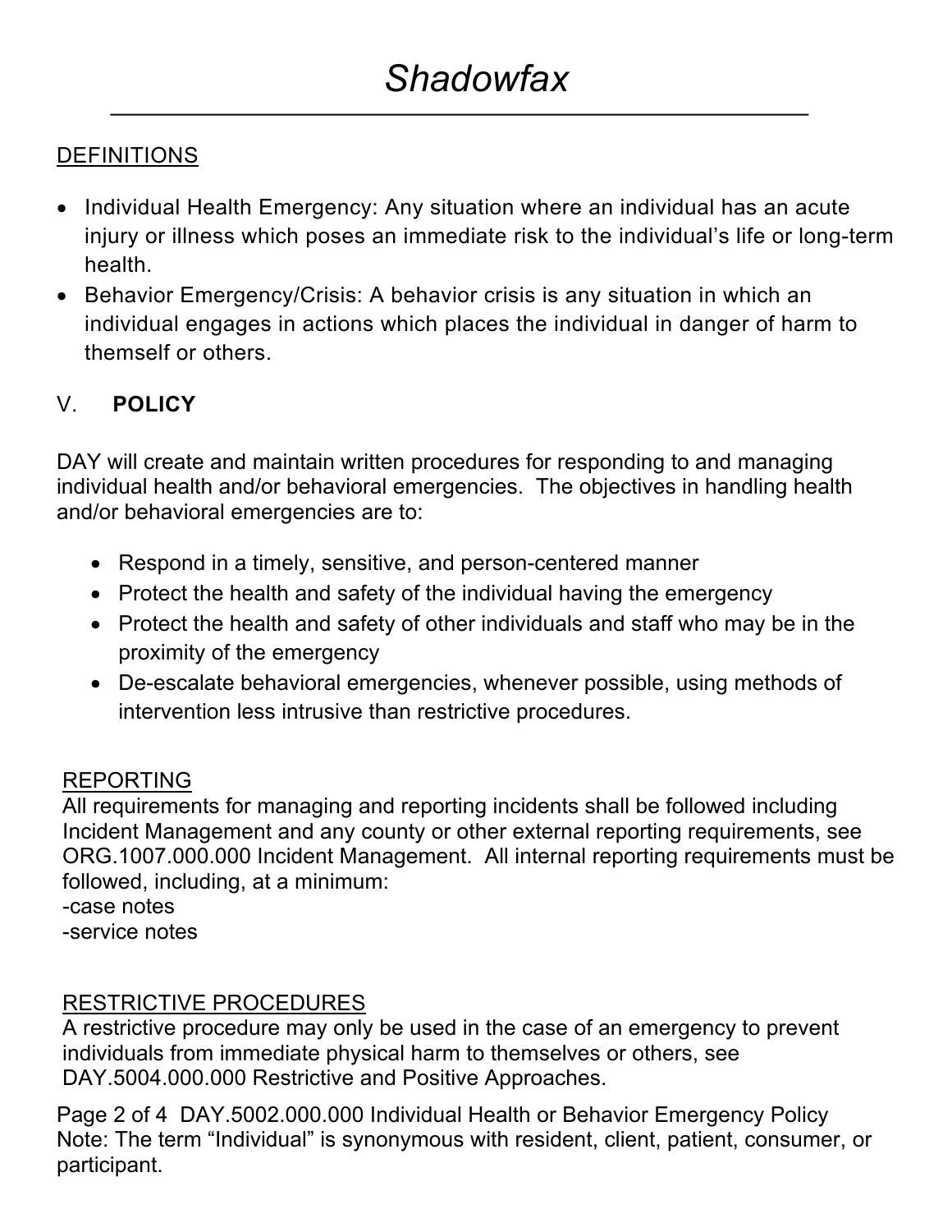## DEFINITIONS

- Individual Health Emergency: Any situation where an individual has an acute injury or illness which poses an immediate risk to the individual's life or long-term health.
- Behavior Emergency/Crisis: A behavior crisis is any situation in which an individual engages in actions which places the individual in danger of harm to themself or others.

## V. POLICY

DAY will create and maintain written procedures for responding to and managing individual health and/or behavioral emergencies. The objectives in handling health and/or behavioral emergencies are to:

- Respond in a timely, sensitive, and person-centered manner
- Protect the health and safety of the individual having the emergency
- Protect the health and safety of other individuals and staff who may be in the proximity of the emergency
- De-escalate behavioral emergencies, whenever possible, using methods of intervention less intrusive than restrictive procedures.

### REPORTING

All requirements for managing and reporting incidents shall be followed including Incident Management and any county or other external reporting requirements, see ORG.1007.000.000 Incident Management. All internal reporting requirements must be followed, including, at a minimum:
-case notes
-service notes

### RESTRICTIVE PROCEDURES

A restrictive procedure may only be used in the case of an emergency to prevent individuals from immediate physical harm to themselves or others, see DAY.5004.000.000 Restrictive and Positive Approaches.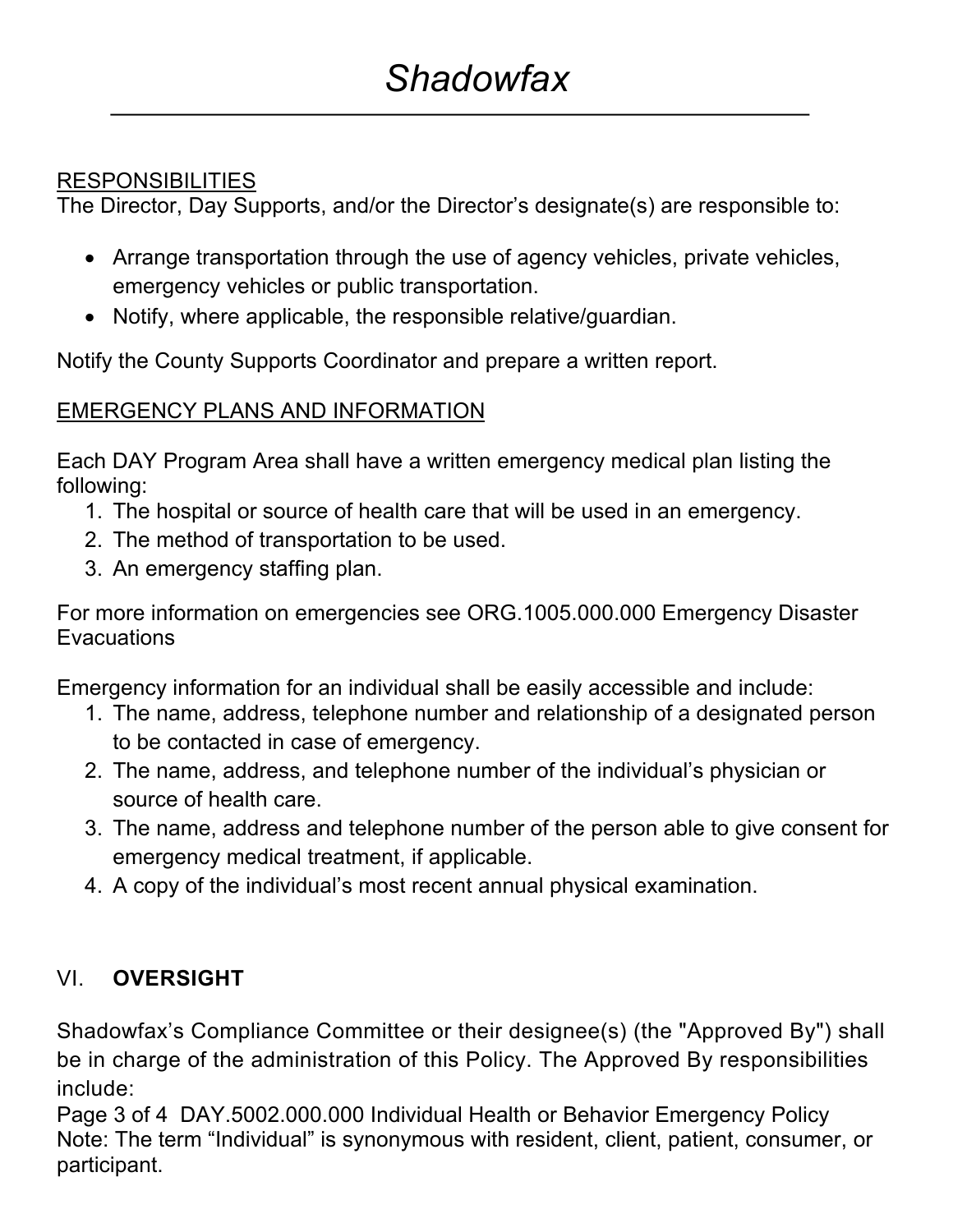RESPONSIBILITIES

The Director, Day Supports, and/or the Director's designate(s) are responsible to:

- Arrange transportation through the use of agency vehicles, private vehicles, emergency vehicles or public transportation.
- Notify, where applicable, the responsible relative/guardian.

Notify the County Supports Coordinator and prepare a written report.

EMERGENCY PLANS AND INFORMATION

Each DAY Program Area shall have a written emergency medical plan listing the following:

1. The hospital or source of health care that will be used in an emergency.
2. The method of transportation to be used.
3. An emergency staffing plan.

For more information on emergencies see ORG.1005.000.000 Emergency Disaster Evacuations

Emergency information for an individual shall be easily accessible and include:

1. The name, address, telephone number and relationship of a designated person to be contacted in case of emergency.
2. The name, address, and telephone number of the individual's physician or source of health care.
3. The name, address and telephone number of the person able to give consent for emergency medical treatment, if applicable.
4. A copy of the individual's most recent annual physical examination.

## VI. **OVERSIGHT**

Shadowfax's Compliance Committee or their designee(s) (the "Approved By") shall be in charge of the administration of this Policy. The Approved By responsibilities include: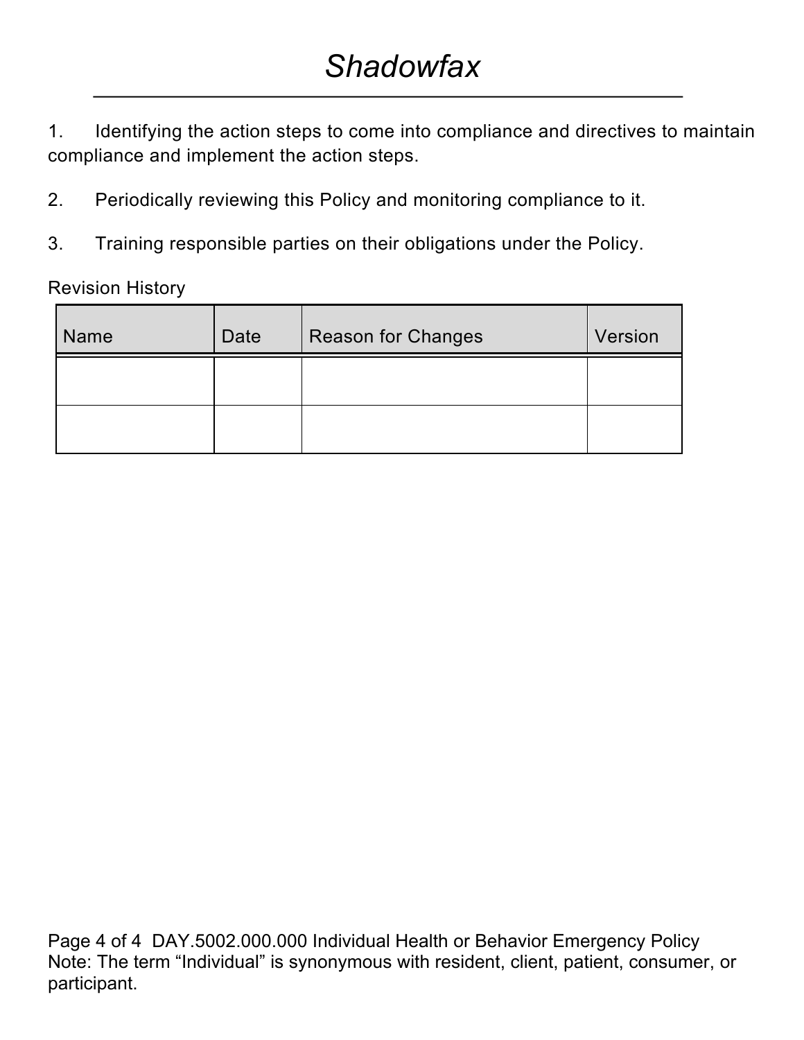1. Identifying the action steps to come into compliance and directives to maintain compliance and implement the action steps.

2. Periodically reviewing this Policy and monitoring compliance to it.

3. Training responsible parties on their obligations under the Policy.

Revision History

| Name | Date | Reason for Changes | Version |
| --- | --- | --- | --- |
| | | | |
| | | | |